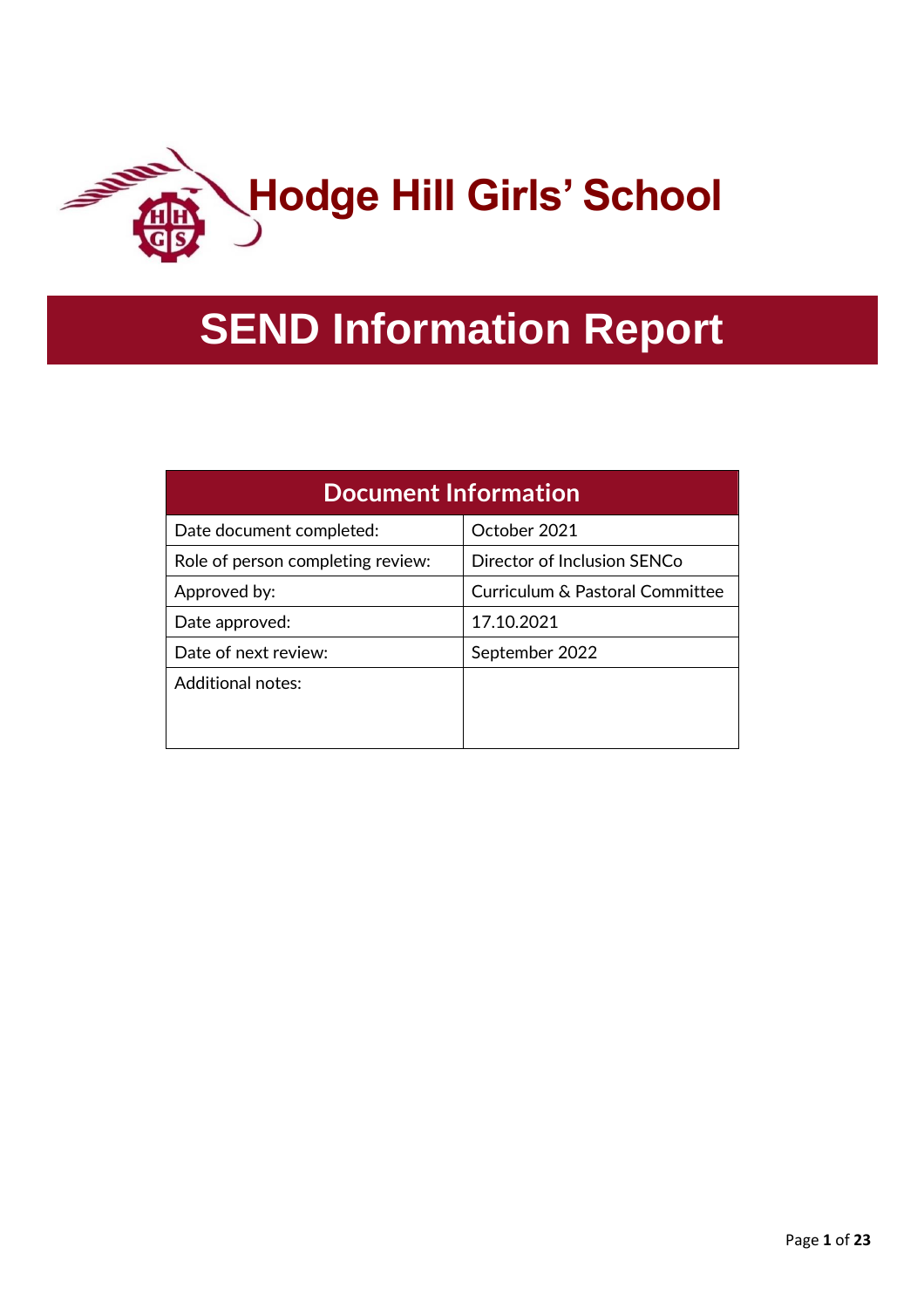# Hodge Hill Girls' School

# SEND Information Report

| Document Information | |
|---|---|
| Date document completed: | October 2021 |
| Role of person completing review: | Director of Inclusion SENCo |
| Approved by: | Curriculum & Pastoral Committee |
| Date approved: | 17.10.2021 |
| Date of next review: | September 2022 |
| Additional notes: | |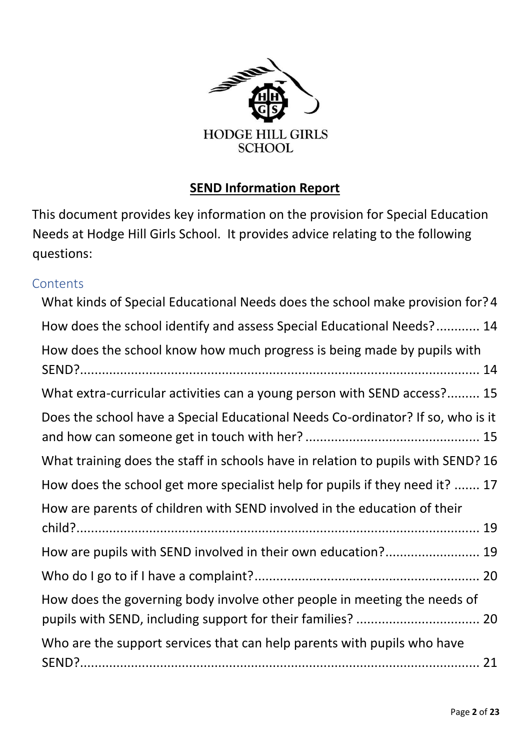HODGE HILL GIRLS SCHOOL

# SEND Information Report

This document provides key information on the provision for Special Education Needs at Hodge Hill Girls School. It provides advice relating to the following questions:

## Contents

- What kinds of Special Educational Needs does the school make provision for? 4
- How does the school identify and assess Special Educational Needs? 14
- How does the school know how much progress is being made by pupils with SEND? 14
- What extra-curricular activities can a young person with SEND access? 15
- Does the school have a Special Educational Needs Co-ordinator? If so, who is it and how can someone get in touch with her? 15
- What training does the staff in schools have in relation to pupils with SEND? 16
- How does the school get more specialist help for pupils if they need it? 17
- How are parents of children with SEND involved in the education of their child? 19
- How are pupils with SEND involved in their own education? 19
- Who do I go to if I have a complaint? 20
- How does the governing body involve other people in meeting the needs of pupils with SEND, including support for their families? 20
- Who are the support services that can help parents with pupils who have SEND? 21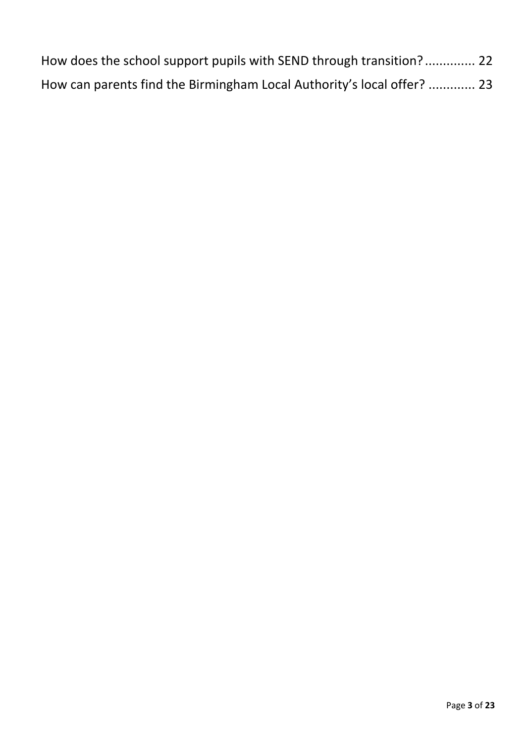How does the school support pupils with SEND through transition? .............. 22

How can parents find the Birmingham Local Authority's local offer? ............. 23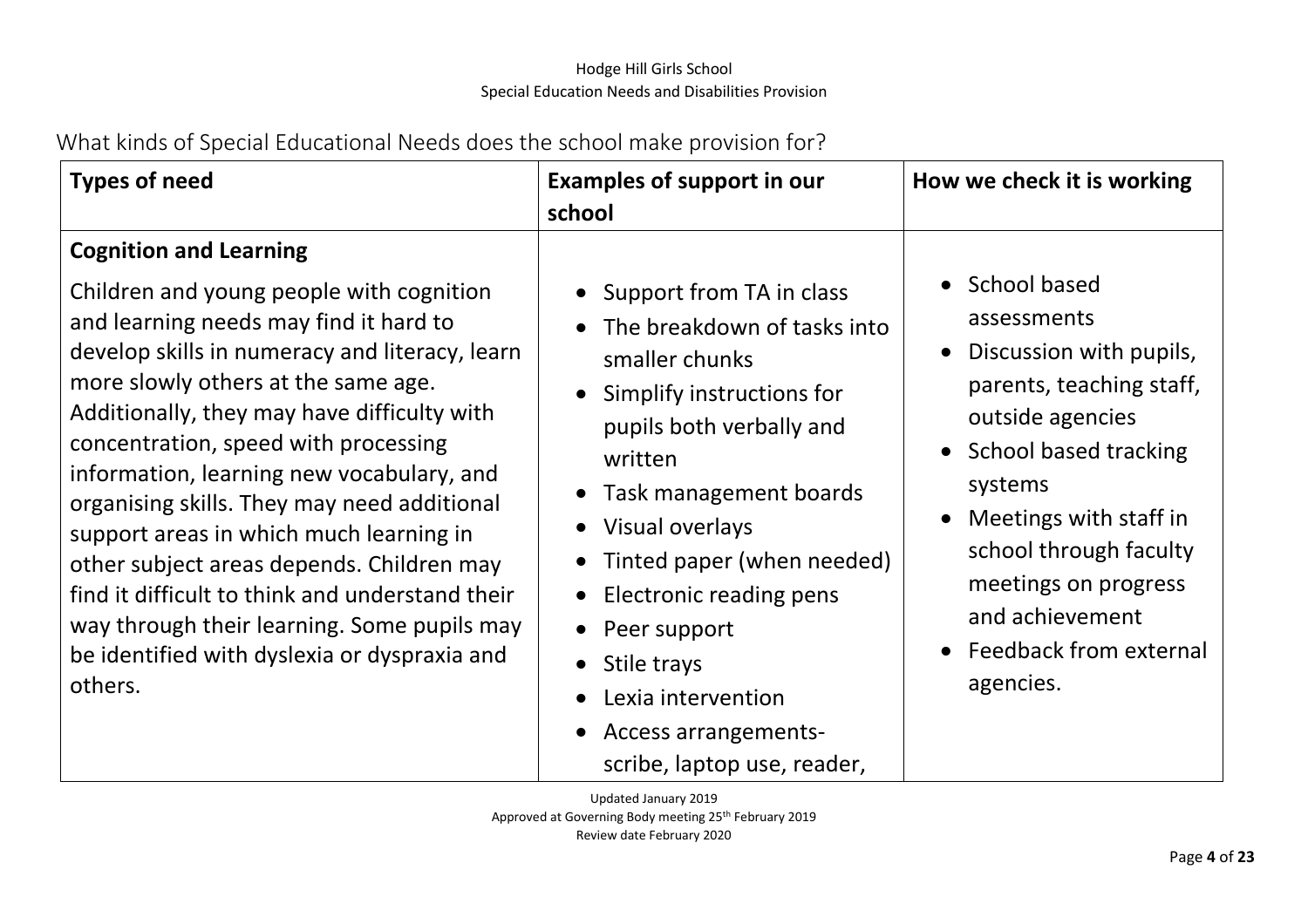What kinds of Special Educational Needs does the school make provision for?

| Types of need | Examples of support in our school | How we check it is working |
|---|---|---|
| **Cognition and Learning**<br><br>Children and young people with cognition and learning needs may find it hard to develop skills in numeracy and literacy, learn more slowly others at the same age. Additionally, they may have difficulty with concentration, speed with processing information, learning new vocabulary, and organising skills. They may need additional support areas in which much learning in other subject areas depends. Children may find it difficult to think and understand their way through their learning. Some pupils may be identified with dyslexia or dyspraxia and others. | • Support from TA in class<br>• The breakdown of tasks into smaller chunks<br>• Simplify instructions for pupils both verbally and written<br>• Task management boards<br>• Visual overlays<br>• Tinted paper (when needed)<br>• Electronic reading pens<br>• Peer support<br>• Stile trays<br>• Lexia intervention<br>• Access arrangements- scribe, laptop use, reader, | • School based assessments<br>• Discussion with pupils, parents, teaching staff, outside agencies<br>• School based tracking systems<br>• Meetings with staff in school through faculty meetings on progress and achievement<br>• Feedback from external agencies. |

Updated January 2019
Approved at Governing Body meeting 25th February 2019
Review date February 2020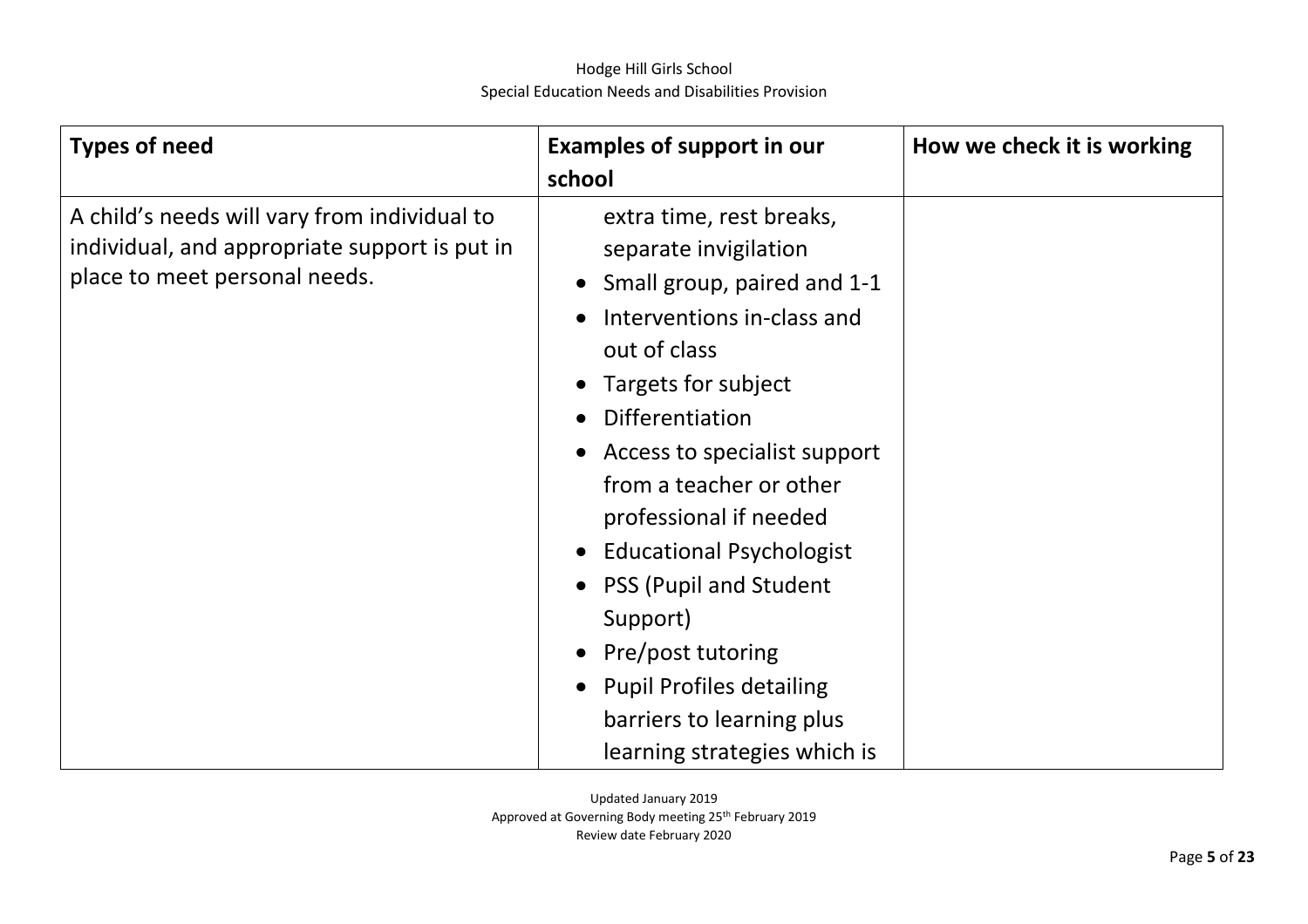| Types of need | Examples of support in our school | How we check it is working |
|---|---|---|
| A child's needs will vary from individual to individual, and appropriate support is put in place to meet personal needs. | extra time, rest breaks, separate invigilation<br>• Small group, paired and 1-1<br>• Interventions in-class and out of class<br>• Targets for subject<br>• Differentiation<br>• Access to specialist support from a teacher or other professional if needed<br>• Educational Psychologist<br>• PSS (Pupil and Student Support)<br>• Pre/post tutoring<br>• Pupil Profiles detailing barriers to learning plus learning strategies which is | |

Updated January 2019
Approved at Governing Body meeting 25th February 2019
Review date February 2020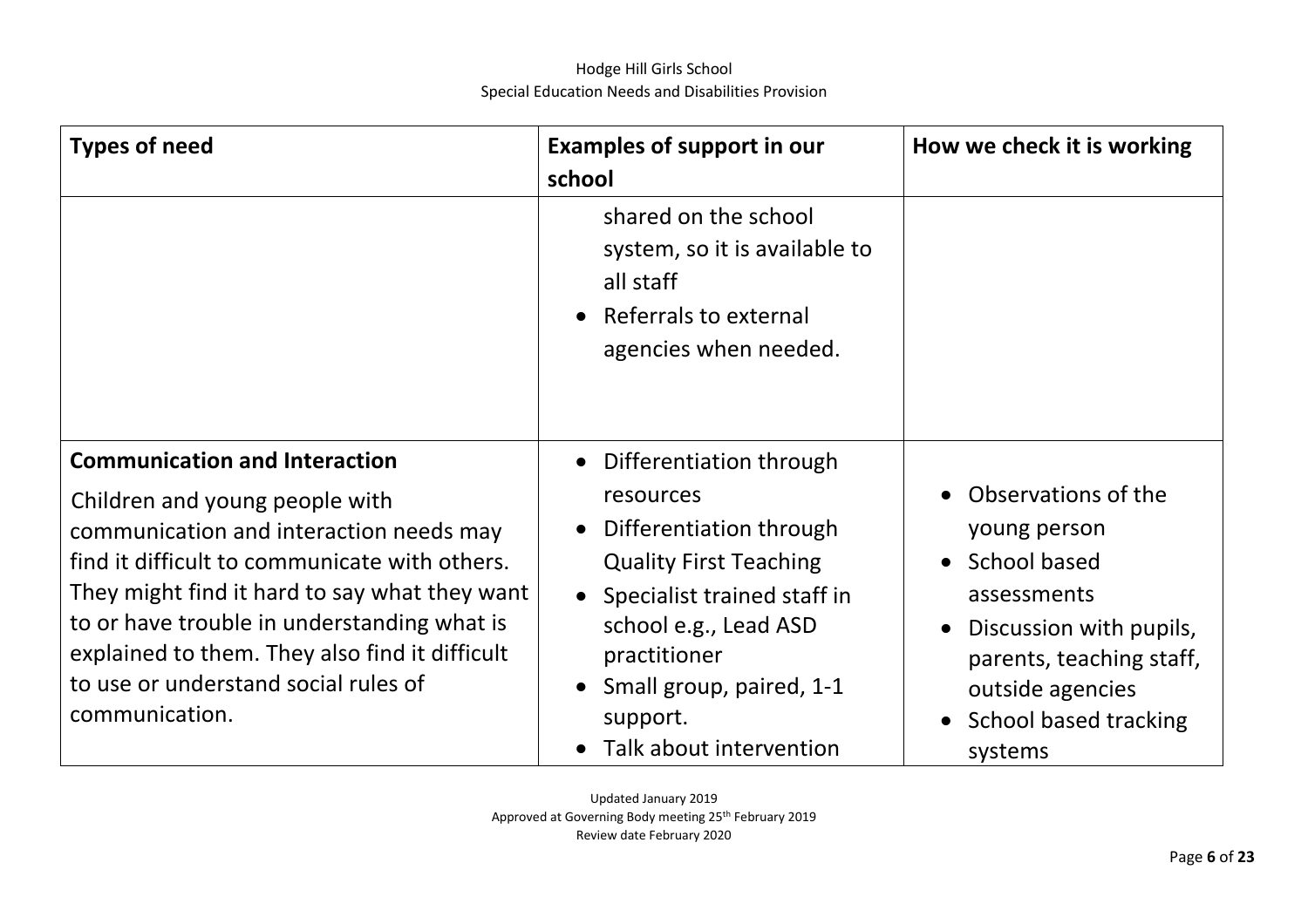| Types of need | Examples of support in our school | How we check it is working |
|---|---|---|
| | shared on the school system, so it is available to all staff<br>• Referrals to external agencies when needed. | |
| **Communication and Interaction**<br>Children and young people with communication and interaction needs may find it difficult to communicate with others. They might find it hard to say what they want to or have trouble in understanding what is explained to them. They also find it difficult to use or understand social rules of communication. | • Differentiation through resources<br>• Differentiation through Quality First Teaching<br>• Specialist trained staff in school e.g., Lead ASD practitioner<br>• Small group, paired, 1-1 support.<br>• Talk about intervention | • Observations of the young person<br>• School based assessments<br>• Discussion with pupils, parents, teaching staff, outside agencies<br>• School based tracking systems |

Updated January 2019
Approved at Governing Body meeting 25th February 2019
Review date February 2020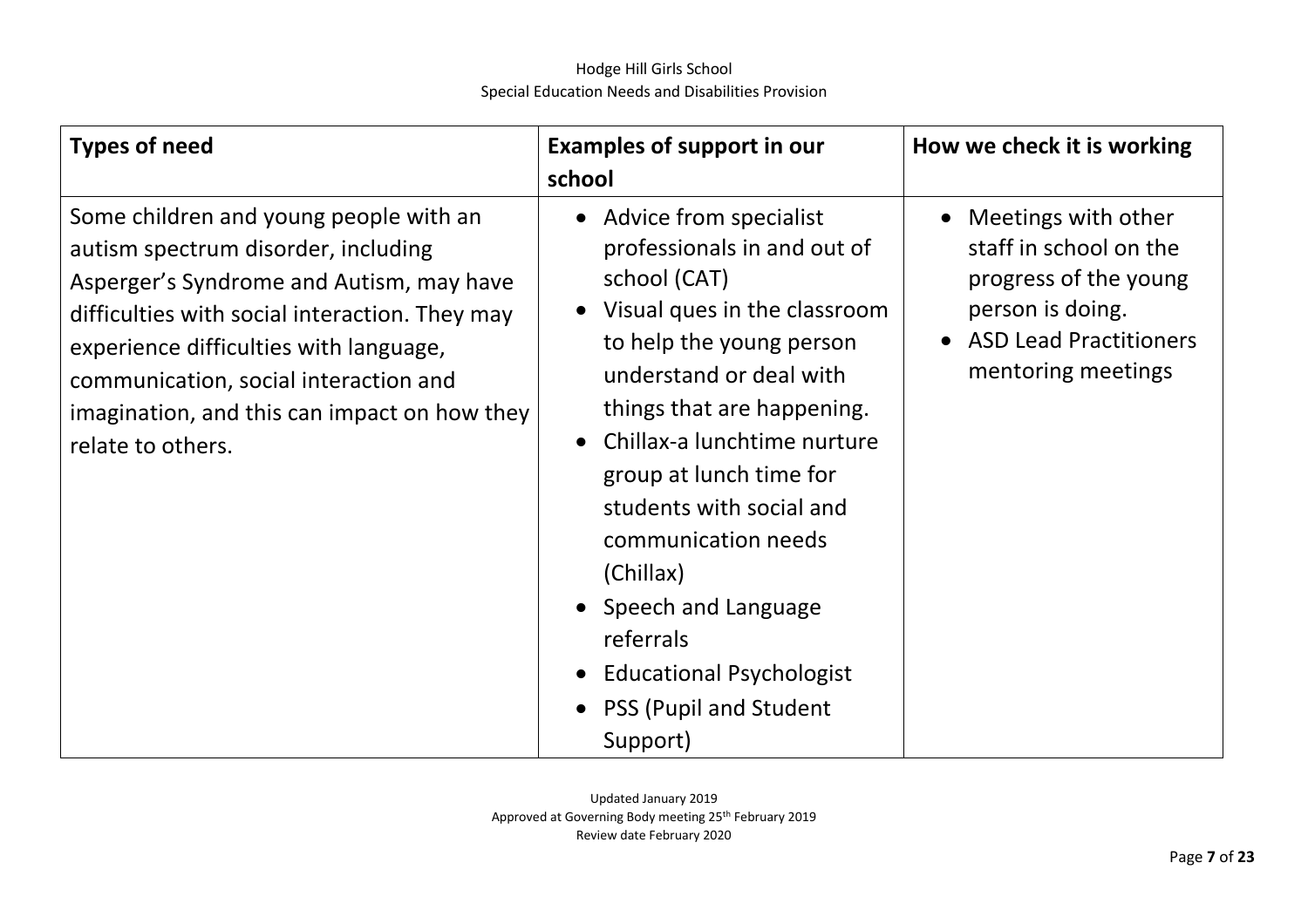| Types of need | Examples of support in our school | How we check it is working |
|---|---|---|
| Some children and young people with an autism spectrum disorder, including Asperger's Syndrome and Autism, may have difficulties with social interaction. They may experience difficulties with language, communication, social interaction and imagination, and this can impact on how they relate to others. | • Advice from specialist professionals in and out of school (CAT)<br>• Visual ques in the classroom to help the young person understand or deal with things that are happening.<br>• Chillax-a lunchtime nurture group at lunch time for students with social and communication needs (Chillax)<br>• Speech and Language referrals<br>• Educational Psychologist<br>• PSS (Pupil and Student Support) | • Meetings with other staff in school on the progress of the young person is doing.<br>• ASD Lead Practitioners mentoring meetings |

Updated January 2019
Approved at Governing Body meeting 25th February 2019
Review date February 2020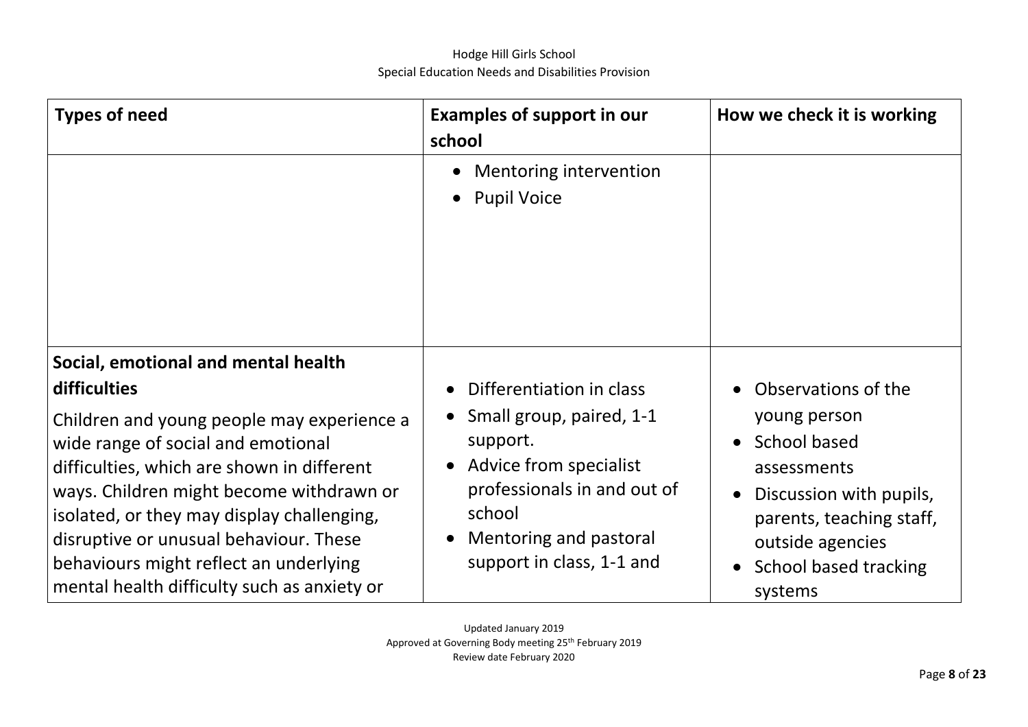| Types of need | Examples of support in our school | How we check it is working |
|---|---|---|
| | • Mentoring intervention<br>• Pupil Voice | |
| **Social, emotional and mental health difficulties**<br><br>Children and young people may experience a wide range of social and emotional difficulties, which are shown in different ways. Children might become withdrawn or isolated, or they may display challenging, disruptive or unusual behaviour. These behaviours might reflect an underlying mental health difficulty such as anxiety or | • Differentiation in class<br>• Small group, paired, 1-1 support.<br>• Advice from specialist professionals in and out of school<br>• Mentoring and pastoral support in class, 1-1 and | • Observations of the young person<br>• School based assessments<br>• Discussion with pupils, parents, teaching staff, outside agencies<br>• School based tracking systems |

Updated January 2019
Approved at Governing Body meeting 25th February 2019
Review date February 2020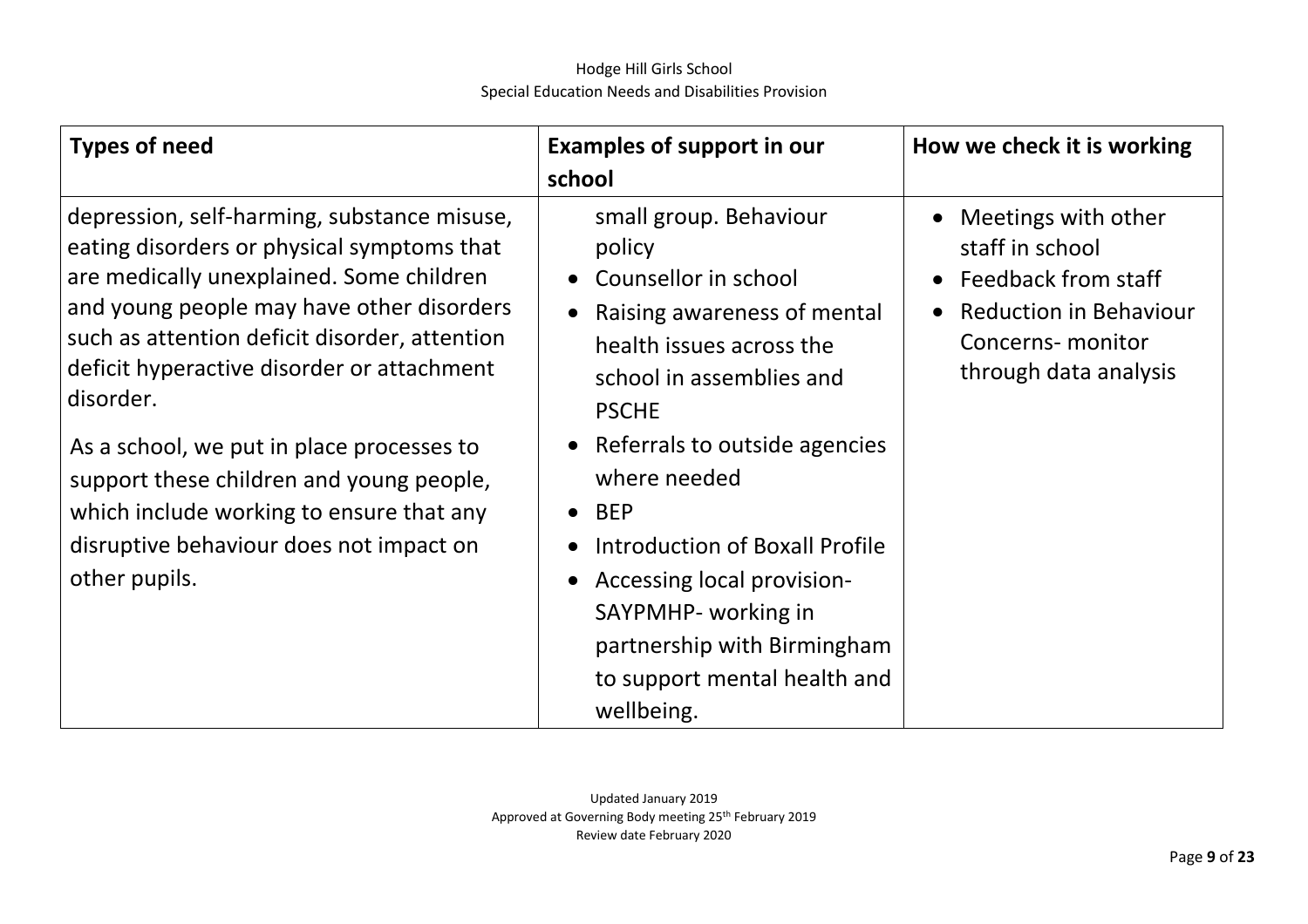| Types of need | Examples of support in our school | How we check it is working |
|---|---|---|
| depression, self-harming, substance misuse, eating disorders or physical symptoms that are medically unexplained. Some children and young people may have other disorders such as attention deficit disorder, attention deficit hyperactive disorder or attachment disorder.<br><br>As a school, we put in place processes to support these children and young people, which include working to ensure that any disruptive behaviour does not impact on other pupils. | small group. Behaviour policy<br>• Counsellor in school<br>• Raising awareness of mental health issues across the school in assemblies and PSCHE<br>• Referrals to outside agencies where needed<br>• BEP<br>• Introduction of Boxall Profile<br>• Accessing local provision- SAYPMHP- working in partnership with Birmingham to support mental health and wellbeing. | • Meetings with other staff in school<br>• Feedback from staff<br>• Reduction in Behaviour Concerns- monitor through data analysis |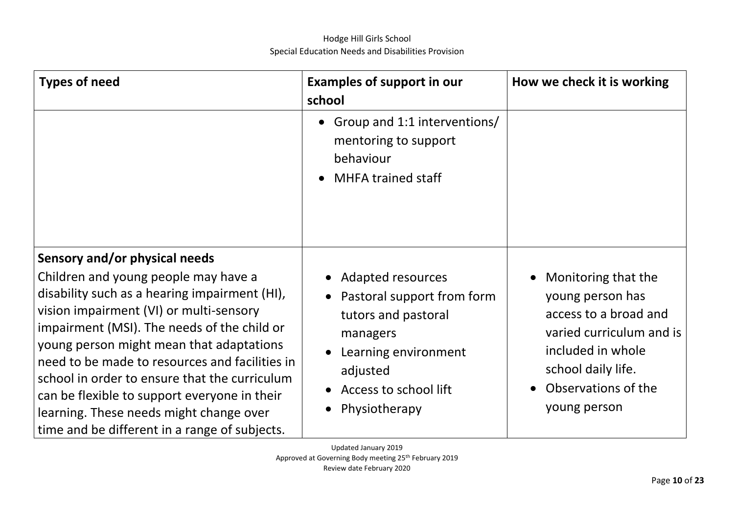| Types of need | Examples of support in our school | How we check it is working |
|---|---|---|
| | • Group and 1:1 interventions/ mentoring to support behaviour<br>• MHFA trained staff | |
| **Sensory and/or physical needs**<br>Children and young people may have a disability such as a hearing impairment (HI), vision impairment (VI) or multi-sensory impairment (MSI). The needs of the child or young person might mean that adaptations need to be made to resources and facilities in school in order to ensure that the curriculum can be flexible to support everyone in their learning. These needs might change over time and be different in a range of subjects. | • Adapted resources<br>• Pastoral support from form tutors and pastoral managers<br>• Learning environment adjusted<br>• Access to school lift<br>• Physiotherapy | • Monitoring that the young person has access to a broad and varied curriculum and is included in whole school daily life.<br>• Observations of the young person |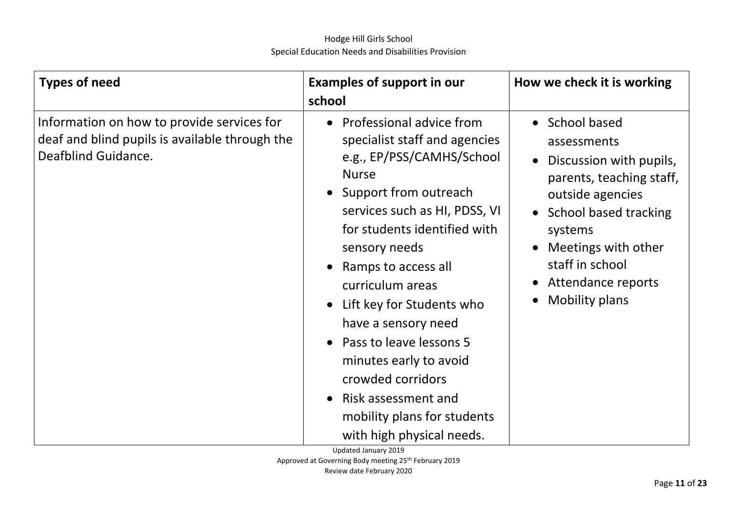| Types of need | Examples of support in our school | How we check it is working |
|---|---|---|
| Information on how to provide services for deaf and blind pupils is available through the Deafblind Guidance. | • Professional advice from specialist staff and agencies e.g., EP/PSS/CAMHS/School Nurse<br>• Support from outreach services such as HI, PDSS, VI for students identified with sensory needs<br>• Ramps to access all curriculum areas<br>• Lift key for Students who have a sensory need<br>• Pass to leave lessons 5 minutes early to avoid crowded corridors<br>• Risk assessment and mobility plans for students with high physical needs. | • School based assessments<br>• Discussion with pupils, parents, teaching staff, outside agencies<br>• School based tracking systems<br>• Meetings with other staff in school<br>• Attendance reports<br>• Mobility plans |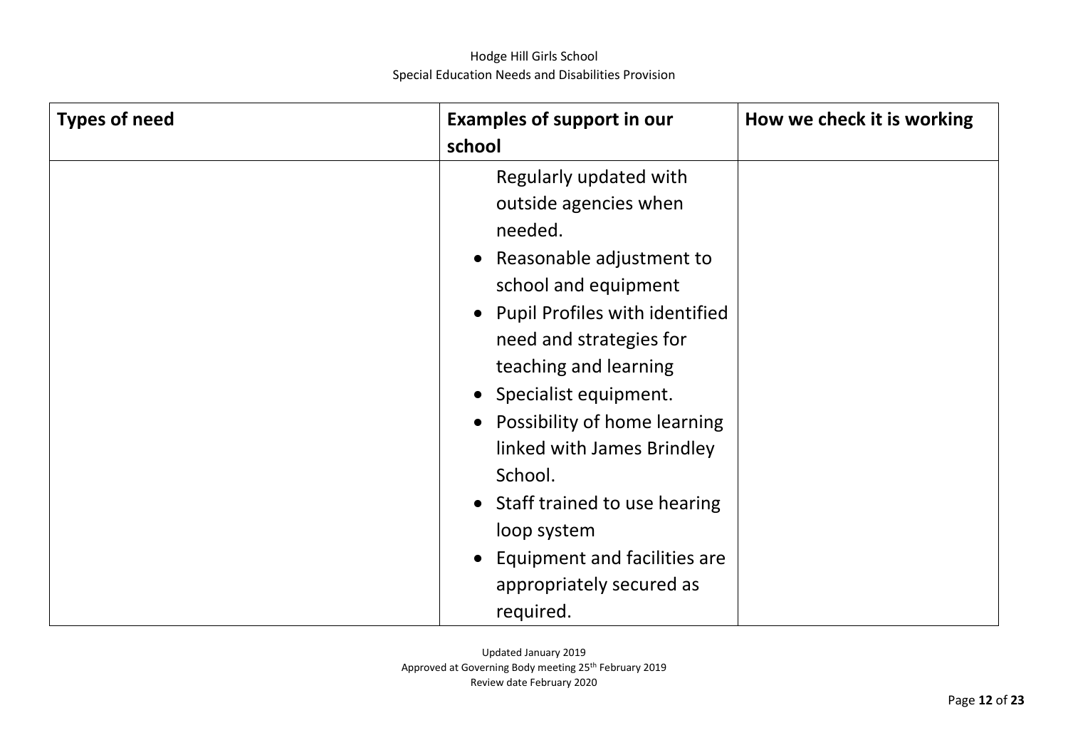| Types of need | Examples of support in our school | How we check it is working |
|---|---|---|
| | Regularly updated with outside agencies when needed.<br>• Reasonable adjustment to school and equipment<br>• Pupil Profiles with identified need and strategies for teaching and learning<br>• Specialist equipment.<br>• Possibility of home learning linked with James Brindley School.<br>• Staff trained to use hearing loop system<br>• Equipment and facilities are appropriately secured as required. | |

Updated January 2019
Approved at Governing Body meeting 25th February 2019
Review date February 2020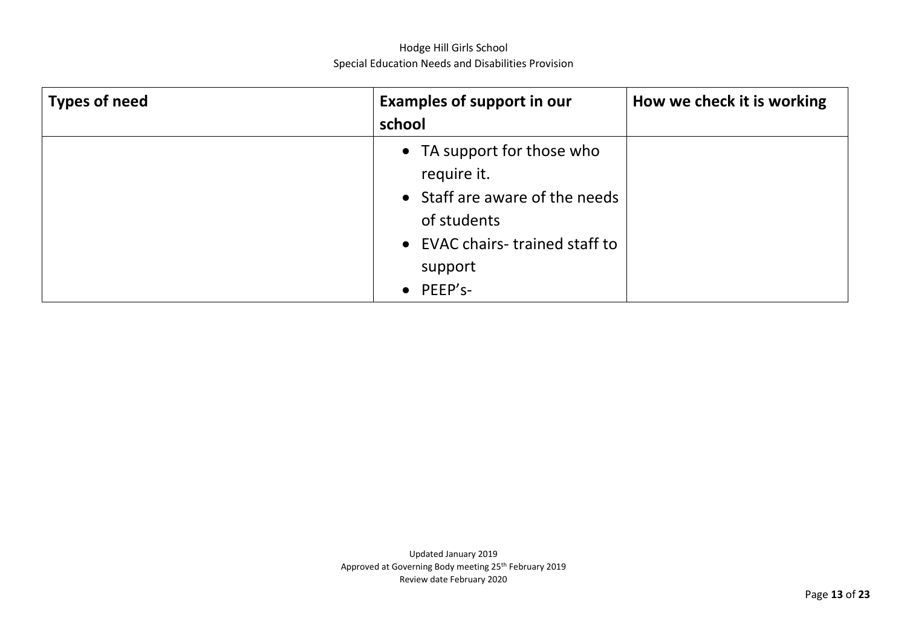| Types of need | Examples of support in our school | How we check it is working |
| --- | --- | --- |
| | • TA support for those who require it.<br>• Staff are aware of the needs of students<br>• EVAC chairs- trained staff to support<br>• PEEP's- | |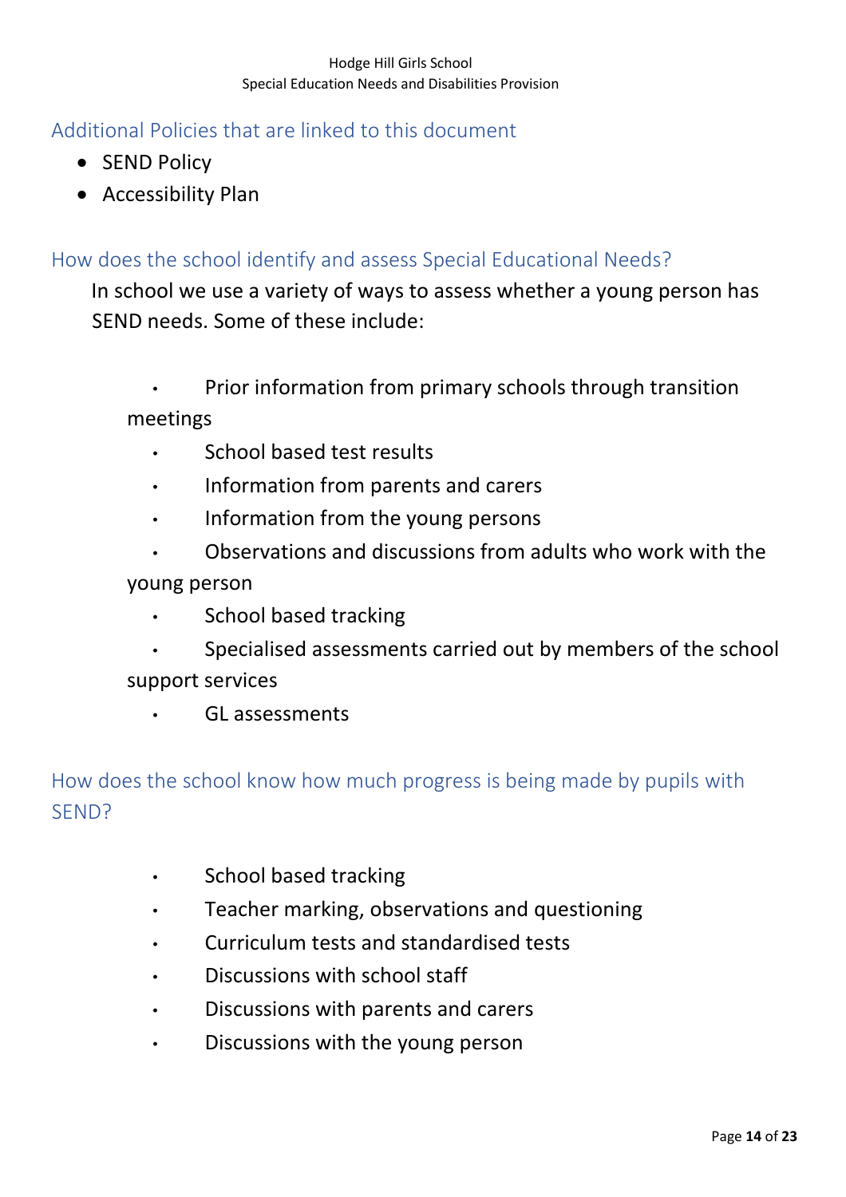## Additional Policies that are linked to this document

- SEND Policy
- Accessibility Plan

## How does the school identify and assess Special Educational Needs?

In school we use a variety of ways to assess whether a young person has SEND needs. Some of these include:

- Prior information from primary schools through transition meetings
- School based test results
- Information from parents and carers
- Information from the young persons
- Observations and discussions from adults who work with the young person
- School based tracking
- Specialised assessments carried out by members of the school support services
- GL assessments

## How does the school know how much progress is being made by pupils with SEND?

- School based tracking
- Teacher marking, observations and questioning
- Curriculum tests and standardised tests
- Discussions with school staff
- Discussions with parents and carers
- Discussions with the young person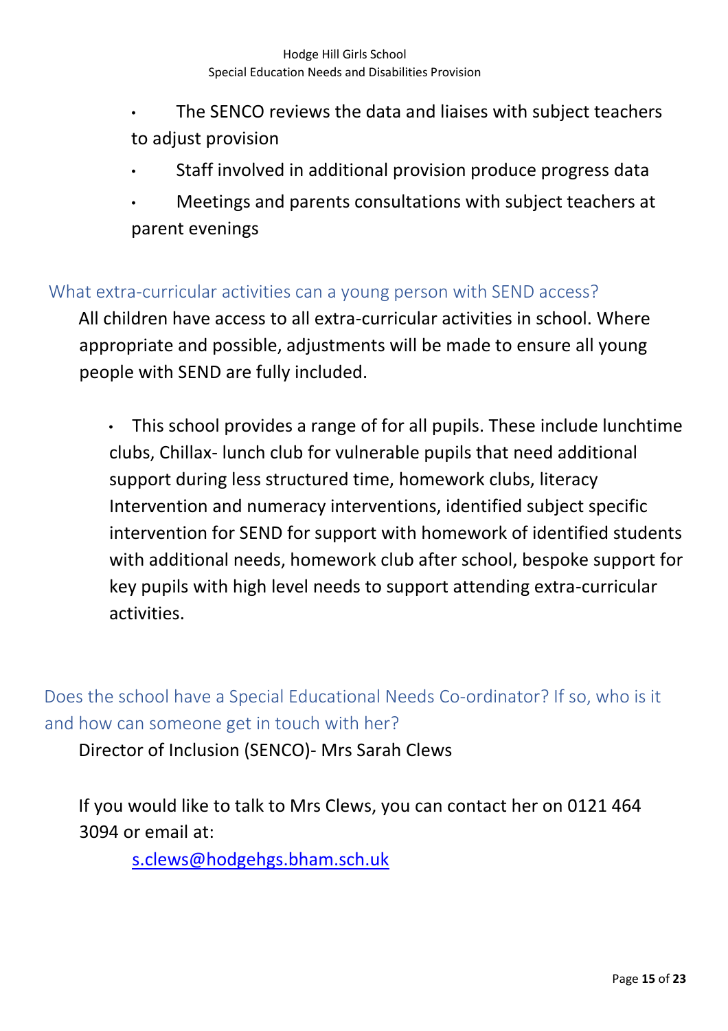- The SENCO reviews the data and liaises with subject teachers to adjust provision
- Staff involved in additional provision produce progress data
- Meetings and parents consultations with subject teachers at parent evenings

## What extra-curricular activities can a young person with SEND access?

All children have access to all extra-curricular activities in school. Where appropriate and possible, adjustments will be made to ensure all young people with SEND are fully included.

- This school provides a range of for all pupils. These include lunchtime clubs, Chillax- lunch club for vulnerable pupils that need additional support during less structured time, homework clubs, literacy Intervention and numeracy interventions, identified subject specific intervention for SEND for support with homework of identified students with additional needs, homework club after school, bespoke support for key pupils with high level needs to support attending extra-curricular activities.

## Does the school have a Special Educational Needs Co-ordinator? If so, who is it and how can someone get in touch with her?

Director of Inclusion (SENCO)- Mrs Sarah Clews

If you would like to talk to Mrs Clews, you can contact her on 0121 464 3094 or email at:

s.clews@hodgehgs.bham.sch.uk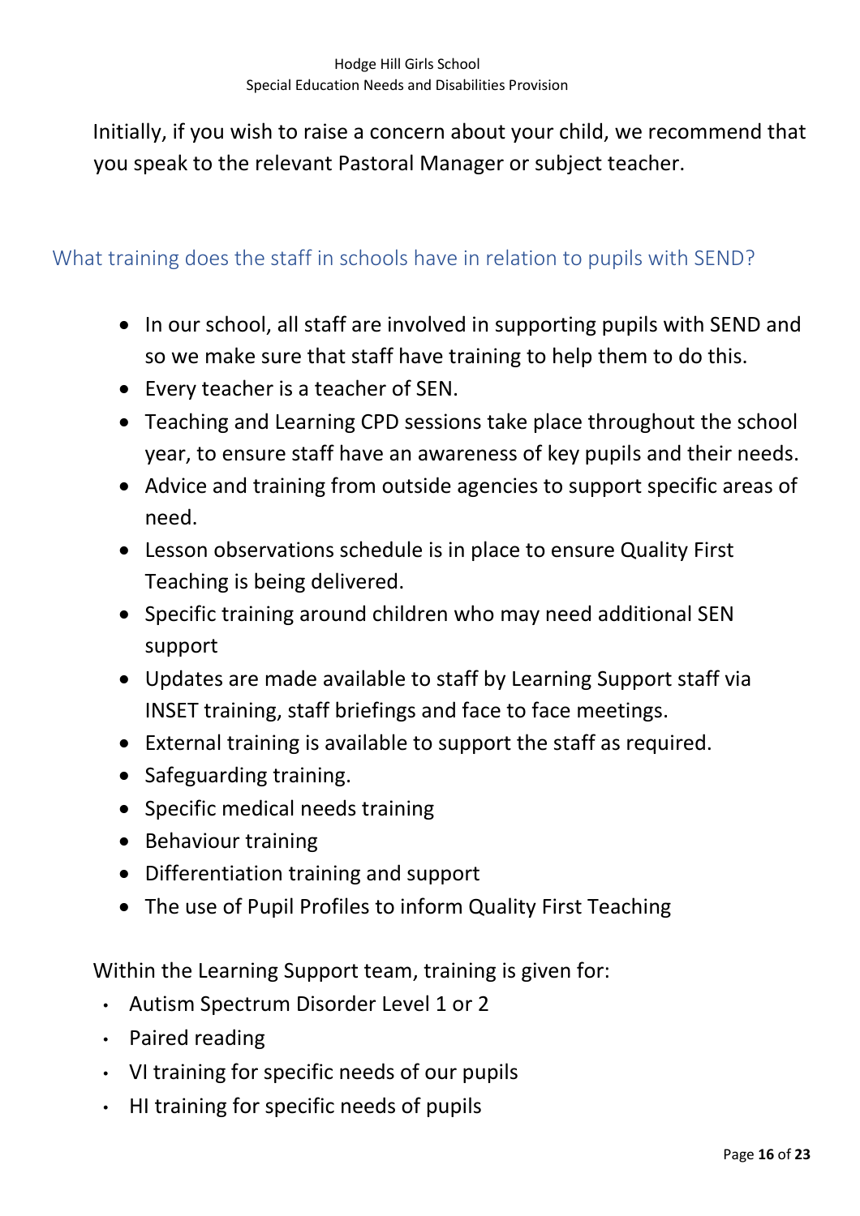Initially, if you wish to raise a concern about your child, we recommend that you speak to the relevant Pastoral Manager or subject teacher.

## What training does the staff in schools have in relation to pupils with SEND?

- In our school, all staff are involved in supporting pupils with SEND and so we make sure that staff have training to help them to do this.
- Every teacher is a teacher of SEN.
- Teaching and Learning CPD sessions take place throughout the school year, to ensure staff have an awareness of key pupils and their needs.
- Advice and training from outside agencies to support specific areas of need.
- Lesson observations schedule is in place to ensure Quality First Teaching is being delivered.
- Specific training around children who may need additional SEN support
- Updates are made available to staff by Learning Support staff via INSET training, staff briefings and face to face meetings.
- External training is available to support the staff as required.
- Safeguarding training.
- Specific medical needs training
- Behaviour training
- Differentiation training and support
- The use of Pupil Profiles to inform Quality First Teaching

Within the Learning Support team, training is given for:

- Autism Spectrum Disorder Level 1 or 2
- Paired reading
- VI training for specific needs of our pupils
- HI training for specific needs of pupils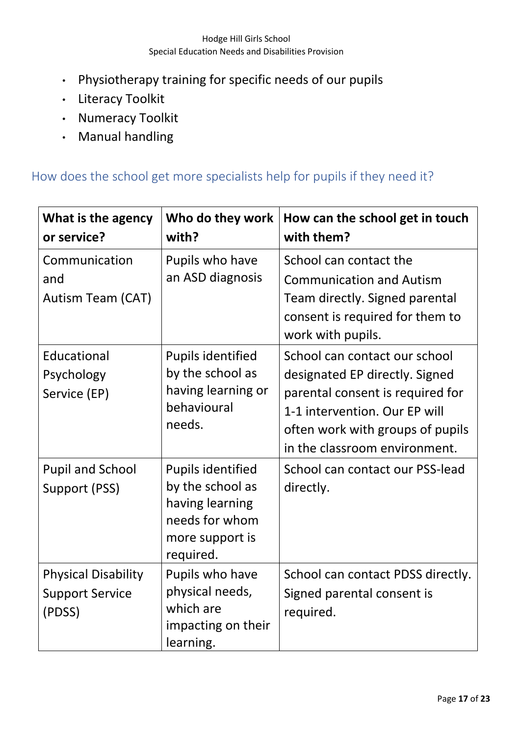- Physiotherapy training for specific needs of our pupils
- Literacy Toolkit
- Numeracy Toolkit
- Manual handling

## How does the school get more specialists help for pupils if they need it?

| What is the agency or service? | Who do they work with? | How can the school get in touch with them? |
|---|---|---|
| Communication and Autism Team (CAT) | Pupils who have an ASD diagnosis | School can contact the Communication and Autism Team directly. Signed parental consent is required for them to work with pupils. |
| Educational Psychology Service (EP) | Pupils identified by the school as having learning or behavioural needs. | School can contact our school designated EP directly. Signed parental consent is required for 1-1 intervention. Our EP will often work with groups of pupils in the classroom environment. |
| Pupil and School Support (PSS) | Pupils identified by the school as having learning needs for whom more support is required. | School can contact our PSS-lead directly. |
| Physical Disability Support Service (PDSS) | Pupils who have physical needs, which are impacting on their learning. | School can contact PDSS directly. Signed parental consent is required. |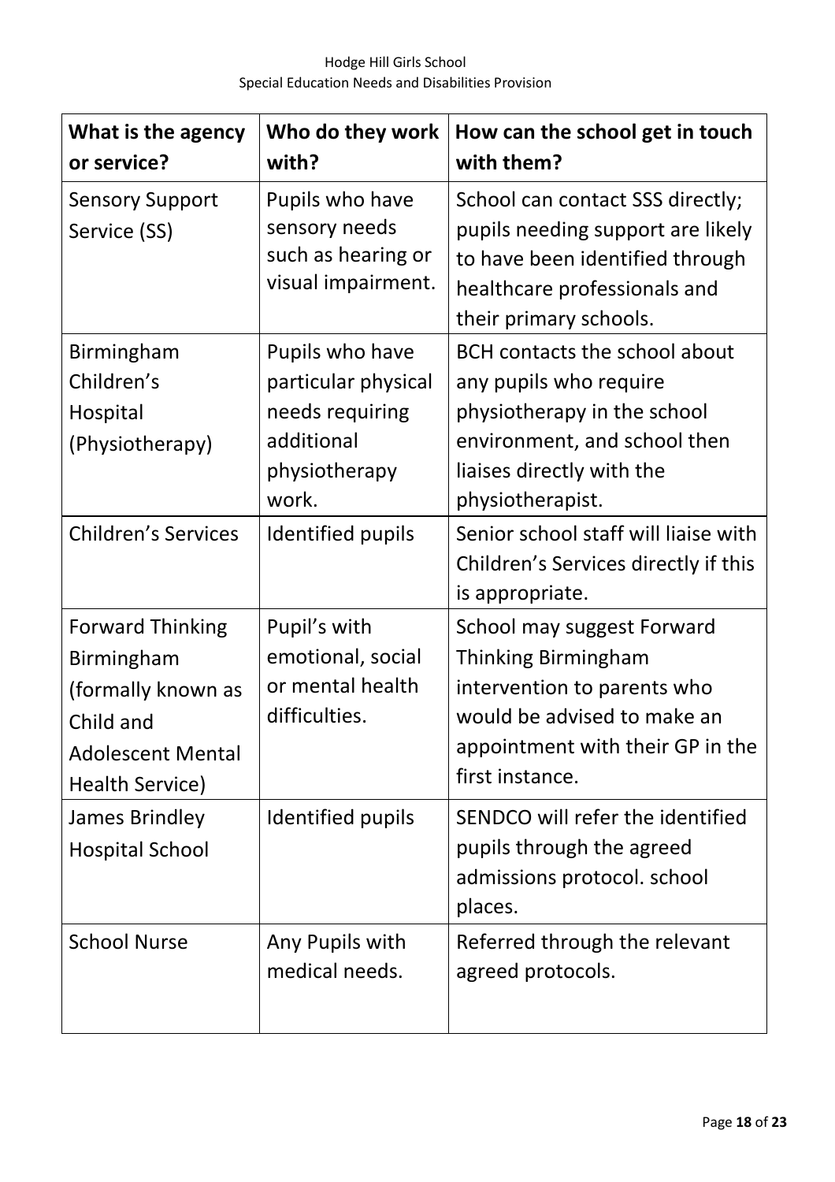| What is the agency or service? | Who do they work with? | How can the school get in touch with them? |
|---|---|---|
| Sensory Support Service (SS) | Pupils who have sensory needs such as hearing or visual impairment. | School can contact SSS directly; pupils needing support are likely to have been identified through healthcare professionals and their primary schools. |
| Birmingham Children's Hospital (Physiotherapy) | Pupils who have particular physical needs requiring additional physiotherapy work. | BCH contacts the school about any pupils who require physiotherapy in the school environment, and school then liaises directly with the physiotherapist. |
| Children's Services | Identified pupils | Senior school staff will liaise with Children's Services directly if this is appropriate. |
| Forward Thinking Birmingham (formally known as Child and Adolescent Mental Health Service) | Pupil's with emotional, social or mental health difficulties. | School may suggest Forward Thinking Birmingham intervention to parents who would be advised to make an appointment with their GP in the first instance. |
| James Brindley Hospital School | Identified pupils | SENDCO will refer the identified pupils through the agreed admissions protocol. school places. |
| School Nurse | Any Pupils with medical needs. | Referred through the relevant agreed protocols. |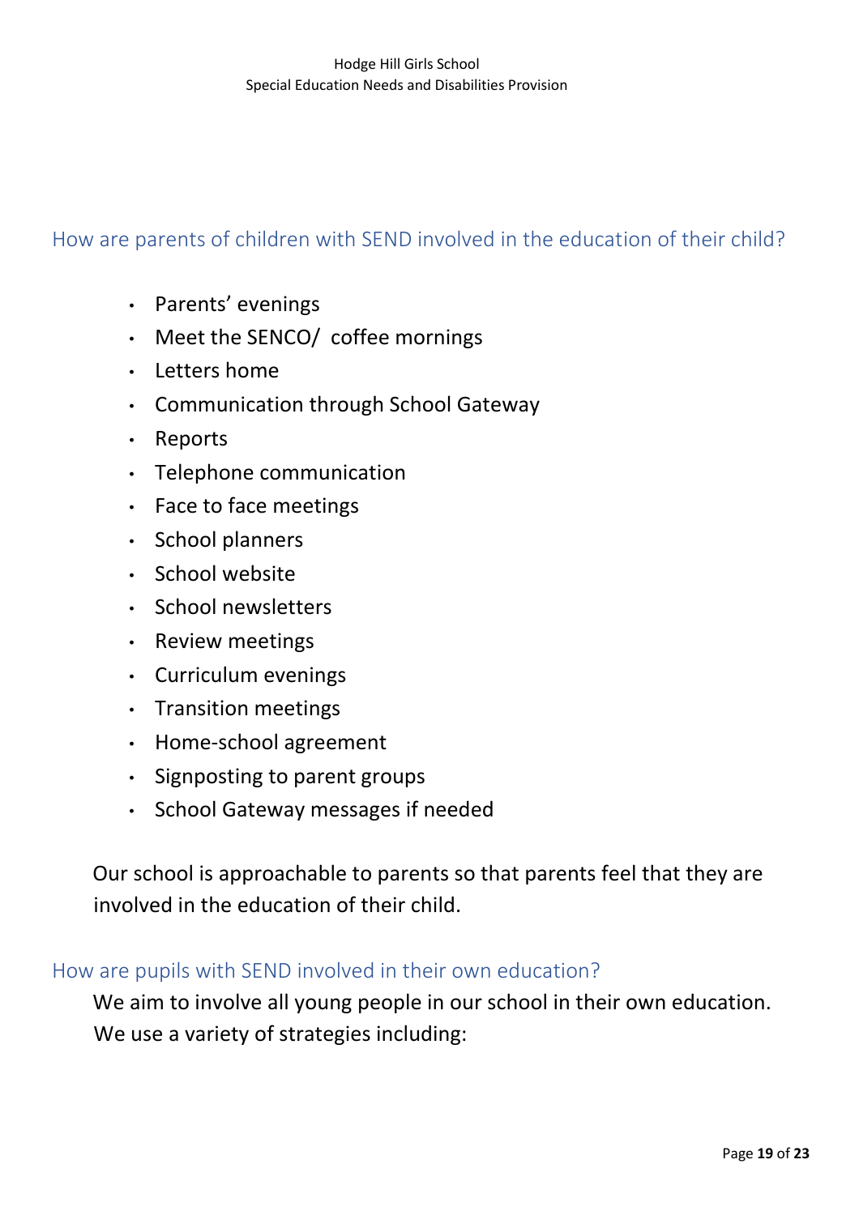## How are parents of children with SEND involved in the education of their child?

- Parents' evenings
- Meet the SENCO/ coffee mornings
- Letters home
- Communication through School Gateway
- Reports
- Telephone communication
- Face to face meetings
- School planners
- School website
- School newsletters
- Review meetings
- Curriculum evenings
- Transition meetings
- Home-school agreement
- Signposting to parent groups
- School Gateway messages if needed

Our school is approachable to parents so that parents feel that they are involved in the education of their child.

## How are pupils with SEND involved in their own education?

We aim to involve all young people in our school in their own education. We use a variety of strategies including: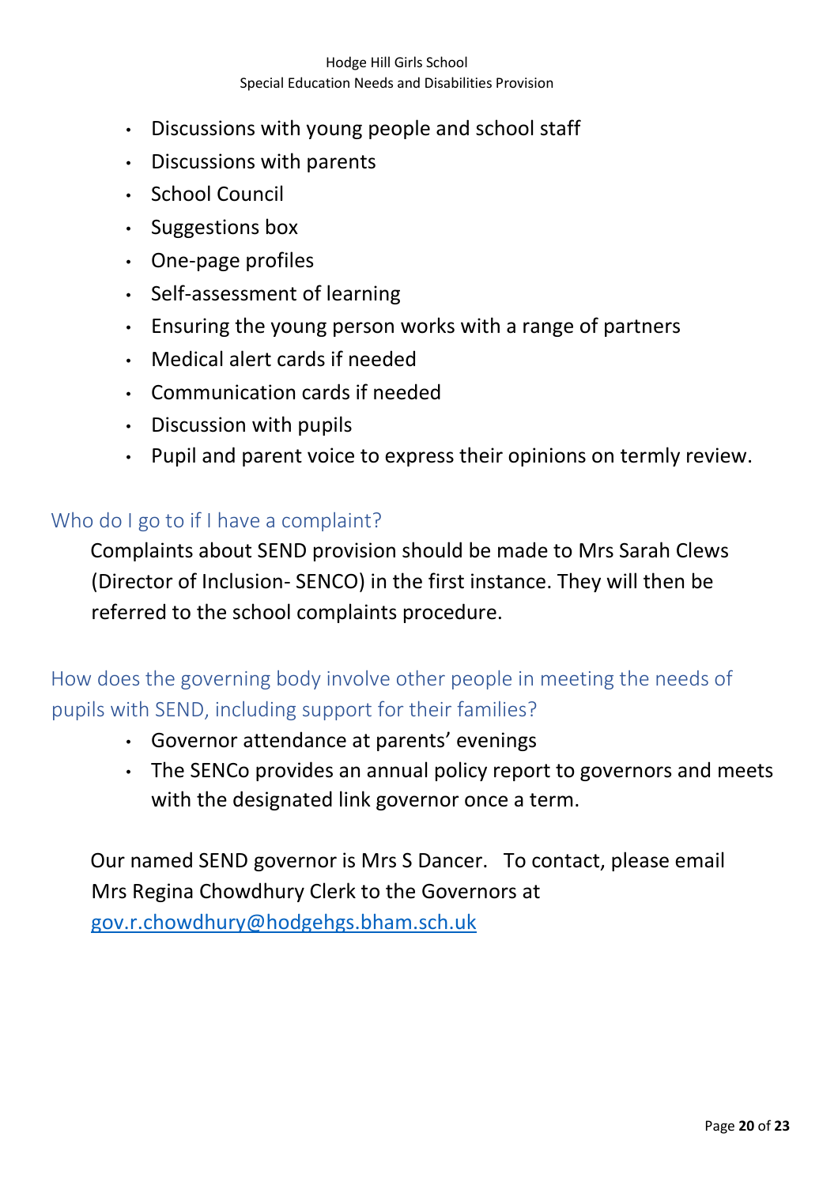- Discussions with young people and school staff
- Discussions with parents
- School Council
- Suggestions box
- One-page profiles
- Self-assessment of learning
- Ensuring the young person works with a range of partners
- Medical alert cards if needed
- Communication cards if needed
- Discussion with pupils
- Pupil and parent voice to express their opinions on termly review.

## Who do I go to if I have a complaint?

Complaints about SEND provision should be made to Mrs Sarah Clews (Director of Inclusion- SENCO) in the first instance. They will then be referred to the school complaints procedure.

## How does the governing body involve other people in meeting the needs of pupils with SEND, including support for their families?

- Governor attendance at parents' evenings
- The SENCo provides an annual policy report to governors and meets with the designated link governor once a term.

Our named SEND governor is Mrs S Dancer. To contact, please email Mrs Regina Chowdhury Clerk to the Governors at gov.r.chowdhury@hodgehgs.bham.sch.uk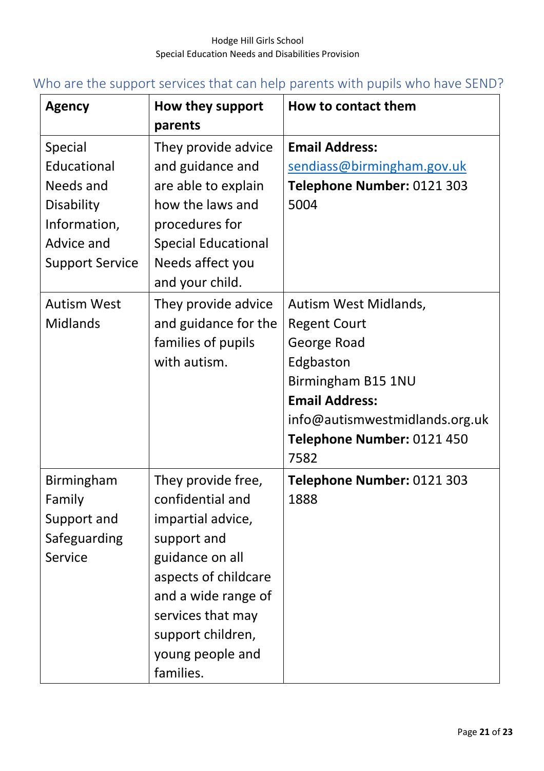## Who are the support services that can help parents with pupils who have SEND?

| Agency | How they support parents | How to contact them |
|---|---|---|
| Special Educational Needs and Disability Information, Advice and Support Service | They provide advice and guidance and are able to explain how the laws and procedures for Special Educational Needs affect you and your child. | **Email Address:** sendiass@birmingham.gov.uk<br>**Telephone Number:** 0121 303 5004 |
| Autism West Midlands | They provide advice and guidance for the families of pupils with autism. | Autism West Midlands,<br>Regent Court<br>George Road<br>Edgbaston<br>Birmingham B15 1NU<br>**Email Address:** info@autismwestmidlands.org.uk<br>**Telephone Number:** 0121 450 7582 |
| Birmingham Family Support and Safeguarding Service | They provide free, confidential and impartial advice, support and guidance on all aspects of childcare and a wide range of services that may support children, young people and families. | **Telephone Number:** 0121 303 1888 |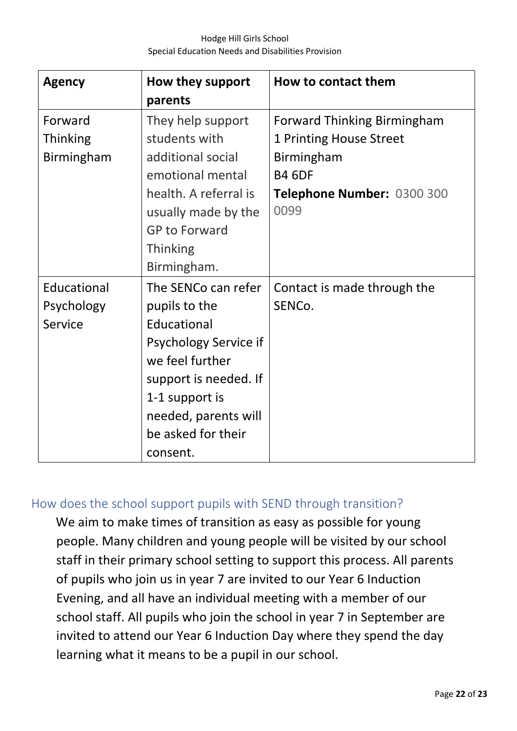| Agency | How they support parents | How to contact them |
| --- | --- | --- |
| Forward Thinking Birmingham | They help support students with additional social emotional mental health. A referral is usually made by the GP to Forward Thinking Birmingham. | Forward Thinking Birmingham<br>1 Printing House Street<br>Birmingham<br>B4 6DF<br>**Telephone Number:** 0300 300 0099 |
| Educational Psychology Service | The SENCo can refer pupils to the Educational Psychology Service if we feel further support is needed. If 1-1 support is needed, parents will be asked for their consent. | Contact is made through the SENCo. |

## How does the school support pupils with SEND through transition?

We aim to make times of transition as easy as possible for young people. Many children and young people will be visited by our school staff in their primary school setting to support this process. All parents of pupils who join us in year 7 are invited to our Year 6 Induction Evening, and all have an individual meeting with a member of our school staff. All pupils who join the school in year 7 in September are invited to attend our Year 6 Induction Day where they spend the day learning what it means to be a pupil in our school.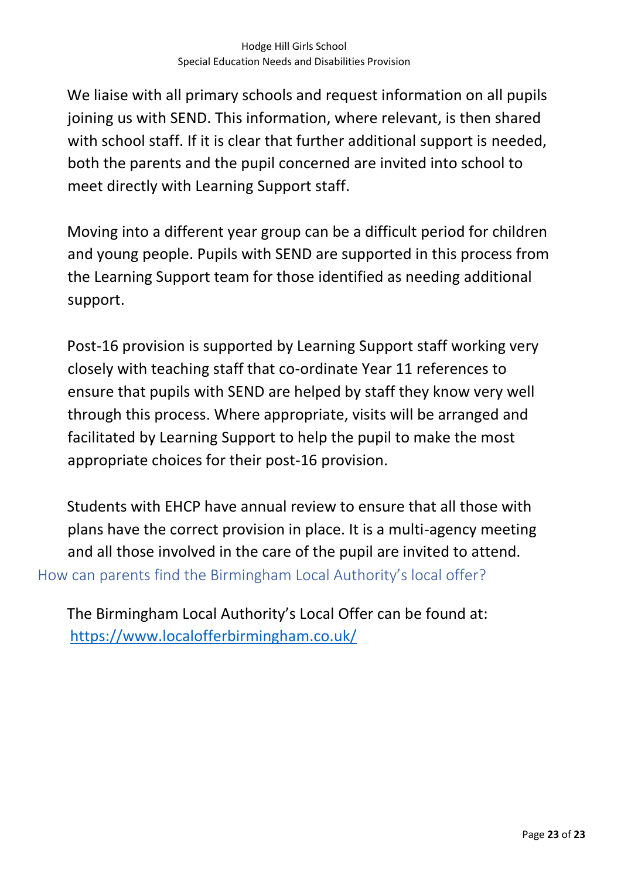We liaise with all primary schools and request information on all pupils joining us with SEND. This information, where relevant, is then shared with school staff. If it is clear that further additional support is needed, both the parents and the pupil concerned are invited into school to meet directly with Learning Support staff.

Moving into a different year group can be a difficult period for children and young people. Pupils with SEND are supported in this process from the Learning Support team for those identified as needing additional support.

Post-16 provision is supported by Learning Support staff working very closely with teaching staff that co-ordinate Year 11 references to ensure that pupils with SEND are helped by staff they know very well through this process. Where appropriate, visits will be arranged and facilitated by Learning Support to help the pupil to make the most appropriate choices for their post-16 provision.

Students with EHCP have annual review to ensure that all those with plans have the correct provision in place. It is a multi-agency meeting and all those involved in the care of the pupil are invited to attend.

## How can parents find the Birmingham Local Authority's local offer?

The Birmingham Local Authority's Local Offer can be found at: https://www.localofferbirmingham.co.uk/